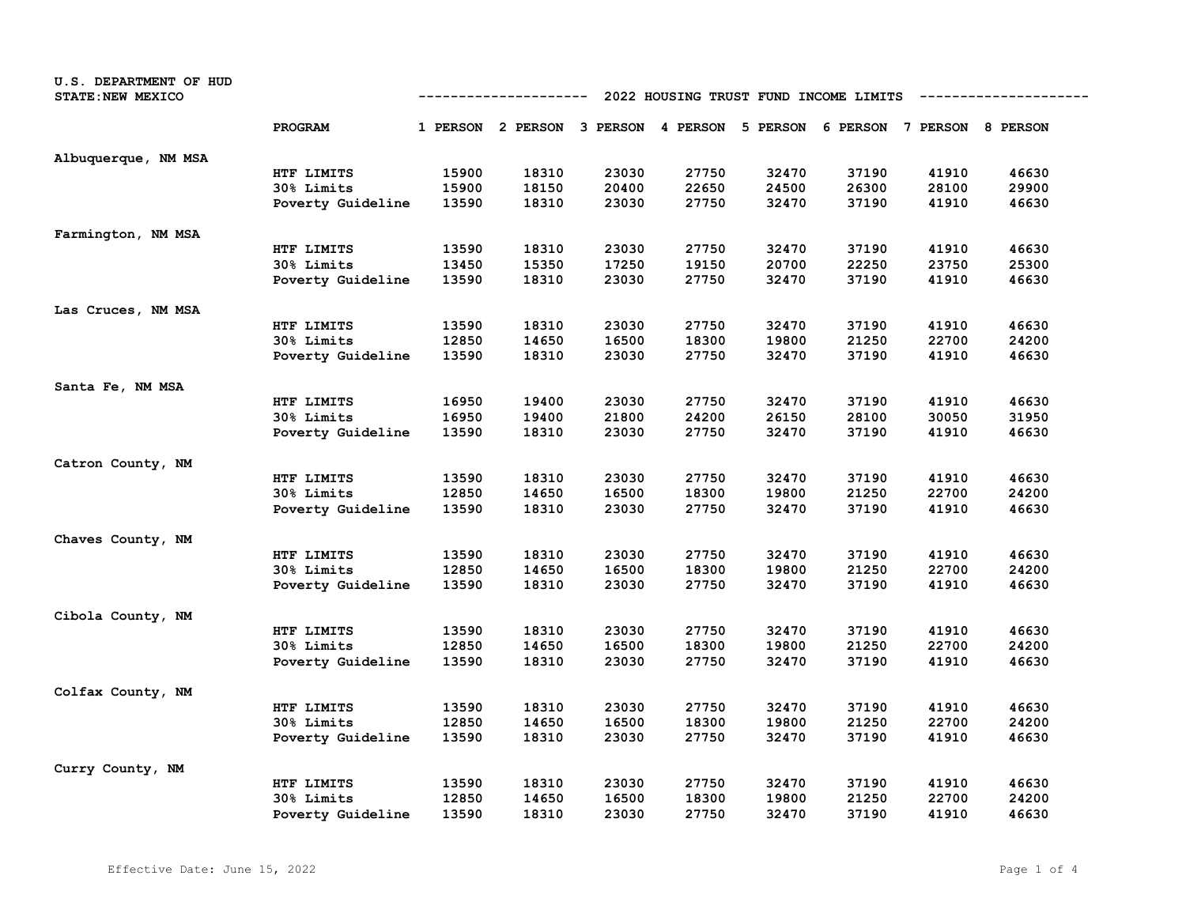U.S. DEPARTMENT OF HUD
STATE: NEW MEXICO

# 2022 HOUSING TRUST FUND INCOME LIMITS

| | PROGRAM | 1 PERSON | 2 PERSON | 3 PERSON | 4 PERSON | 5 PERSON | 6 PERSON | 7 PERSON | 8 PERSON |
|---|---|---|---|---|---|---|---|---|---|
| Albuquerque, NM MSA | | | | | | | | | |
| | HTF LIMITS | 15900 | 18310 | 23030 | 27750 | 32470 | 37190 | 41910 | 46630 |
| | 30% Limits | 15900 | 18150 | 20400 | 22650 | 24500 | 26300 | 28100 | 29900 |
| | Poverty Guideline | 13590 | 18310 | 23030 | 27750 | 32470 | 37190 | 41910 | 46630 |
| Farmington, NM MSA | | | | | | | | | |
| | HTF LIMITS | 13590 | 18310 | 23030 | 27750 | 32470 | 37190 | 41910 | 46630 |
| | 30% Limits | 13450 | 15350 | 17250 | 19150 | 20700 | 22250 | 23750 | 25300 |
| | Poverty Guideline | 13590 | 18310 | 23030 | 27750 | 32470 | 37190 | 41910 | 46630 |
| Las Cruces, NM MSA | | | | | | | | | |
| | HTF LIMITS | 13590 | 18310 | 23030 | 27750 | 32470 | 37190 | 41910 | 46630 |
| | 30% Limits | 12850 | 14650 | 16500 | 18300 | 19800 | 21250 | 22700 | 24200 |
| | Poverty Guideline | 13590 | 18310 | 23030 | 27750 | 32470 | 37190 | 41910 | 46630 |
| Santa Fe, NM MSA | | | | | | | | | |
| | HTF LIMITS | 16950 | 19400 | 23030 | 27750 | 32470 | 37190 | 41910 | 46630 |
| | 30% Limits | 16950 | 19400 | 21800 | 24200 | 26150 | 28100 | 30050 | 31950 |
| | Poverty Guideline | 13590 | 18310 | 23030 | 27750 | 32470 | 37190 | 41910 | 46630 |
| Catron County, NM | | | | | | | | | |
| | HTF LIMITS | 13590 | 18310 | 23030 | 27750 | 32470 | 37190 | 41910 | 46630 |
| | 30% Limits | 12850 | 14650 | 16500 | 18300 | 19800 | 21250 | 22700 | 24200 |
| | Poverty Guideline | 13590 | 18310 | 23030 | 27750 | 32470 | 37190 | 41910 | 46630 |
| Chaves County, NM | | | | | | | | | |
| | HTF LIMITS | 13590 | 18310 | 23030 | 27750 | 32470 | 37190 | 41910 | 46630 |
| | 30% Limits | 12850 | 14650 | 16500 | 18300 | 19800 | 21250 | 22700 | 24200 |
| | Poverty Guideline | 13590 | 18310 | 23030 | 27750 | 32470 | 37190 | 41910 | 46630 |
| Cibola County, NM | | | | | | | | | |
| | HTF LIMITS | 13590 | 18310 | 23030 | 27750 | 32470 | 37190 | 41910 | 46630 |
| | 30% Limits | 12850 | 14650 | 16500 | 18300 | 19800 | 21250 | 22700 | 24200 |
| | Poverty Guideline | 13590 | 18310 | 23030 | 27750 | 32470 | 37190 | 41910 | 46630 |
| Colfax County, NM | | | | | | | | | |
| | HTF LIMITS | 13590 | 18310 | 23030 | 27750 | 32470 | 37190 | 41910 | 46630 |
| | 30% Limits | 12850 | 14650 | 16500 | 18300 | 19800 | 21250 | 22700 | 24200 |
| | Poverty Guideline | 13590 | 18310 | 23030 | 27750 | 32470 | 37190 | 41910 | 46630 |
| Curry County, NM | | | | | | | | | |
| | HTF LIMITS | 13590 | 18310 | 23030 | 27750 | 32470 | 37190 | 41910 | 46630 |
| | 30% Limits | 12850 | 14650 | 16500 | 18300 | 19800 | 21250 | 22700 | 24200 |
| | Poverty Guideline | 13590 | 18310 | 23030 | 27750 | 32470 | 37190 | 41910 | 46630 |

Effective Date: June 15, 2022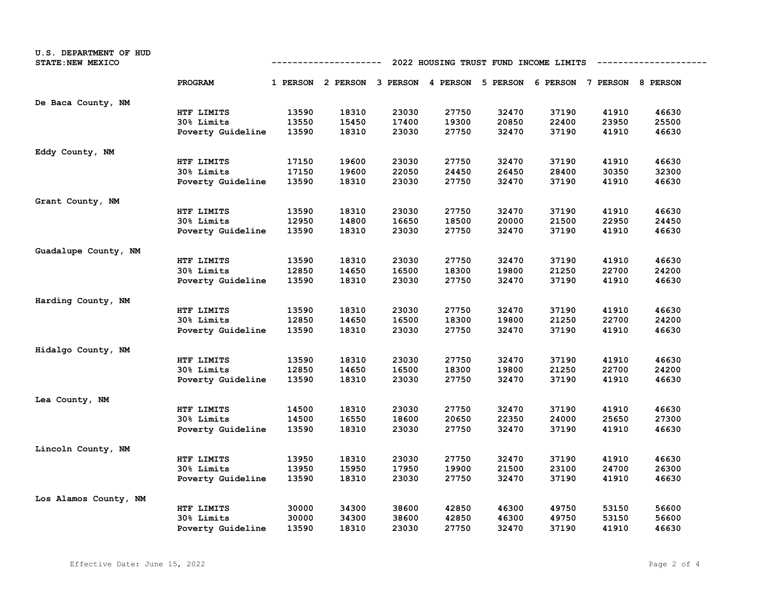U.S. DEPARTMENT OF HUD
STATE: NEW MEXICO

## 2022 HOUSING TRUST FUND INCOME LIMITS

| | PROGRAM | 1 PERSON | 2 PERSON | 3 PERSON | 4 PERSON | 5 PERSON | 6 PERSON | 7 PERSON | 8 PERSON |
|---|---|---|---|---|---|---|---|---|---|
| De Baca County, NM | | | | | | | | | |
| | HTF LIMITS | 13590 | 18310 | 23030 | 27750 | 32470 | 37190 | 41910 | 46630 |
| | 30% Limits | 13550 | 15450 | 17400 | 19300 | 20850 | 22400 | 23950 | 25500 |
| | Poverty Guideline | 13590 | 18310 | 23030 | 27750 | 32470 | 37190 | 41910 | 46630 |
| Eddy County, NM | | | | | | | | | |
| | HTF LIMITS | 17150 | 19600 | 23030 | 27750 | 32470 | 37190 | 41910 | 46630 |
| | 30% Limits | 17150 | 19600 | 22050 | 24450 | 26450 | 28400 | 30350 | 32300 |
| | Poverty Guideline | 13590 | 18310 | 23030 | 27750 | 32470 | 37190 | 41910 | 46630 |
| Grant County, NM | | | | | | | | | |
| | HTF LIMITS | 13590 | 18310 | 23030 | 27750 | 32470 | 37190 | 41910 | 46630 |
| | 30% Limits | 12950 | 14800 | 16650 | 18500 | 20000 | 21500 | 22950 | 24450 |
| | Poverty Guideline | 13590 | 18310 | 23030 | 27750 | 32470 | 37190 | 41910 | 46630 |
| Guadalupe County, NM | | | | | | | | | |
| | HTF LIMITS | 13590 | 18310 | 23030 | 27750 | 32470 | 37190 | 41910 | 46630 |
| | 30% Limits | 12850 | 14650 | 16500 | 18300 | 19800 | 21250 | 22700 | 24200 |
| | Poverty Guideline | 13590 | 18310 | 23030 | 27750 | 32470 | 37190 | 41910 | 46630 |
| Harding County, NM | | | | | | | | | |
| | HTF LIMITS | 13590 | 18310 | 23030 | 27750 | 32470 | 37190 | 41910 | 46630 |
| | 30% Limits | 12850 | 14650 | 16500 | 18300 | 19800 | 21250 | 22700 | 24200 |
| | Poverty Guideline | 13590 | 18310 | 23030 | 27750 | 32470 | 37190 | 41910 | 46630 |
| Hidalgo County, NM | | | | | | | | | |
| | HTF LIMITS | 13590 | 18310 | 23030 | 27750 | 32470 | 37190 | 41910 | 46630 |
| | 30% Limits | 12850 | 14650 | 16500 | 18300 | 19800 | 21250 | 22700 | 24200 |
| | Poverty Guideline | 13590 | 18310 | 23030 | 27750 | 32470 | 37190 | 41910 | 46630 |
| Lea County, NM | | | | | | | | | |
| | HTF LIMITS | 14500 | 18310 | 23030 | 27750 | 32470 | 37190 | 41910 | 46630 |
| | 30% Limits | 14500 | 16550 | 18600 | 20650 | 22350 | 24000 | 25650 | 27300 |
| | Poverty Guideline | 13590 | 18310 | 23030 | 27750 | 32470 | 37190 | 41910 | 46630 |
| Lincoln County, NM | | | | | | | | | |
| | HTF LIMITS | 13950 | 18310 | 23030 | 27750 | 32470 | 37190 | 41910 | 46630 |
| | 30% Limits | 13950 | 15950 | 17950 | 19900 | 21500 | 23100 | 24700 | 26300 |
| | Poverty Guideline | 13590 | 18310 | 23030 | 27750 | 32470 | 37190 | 41910 | 46630 |
| Los Alamos County, NM | | | | | | | | | |
| | HTF LIMITS | 30000 | 34300 | 38600 | 42850 | 46300 | 49750 | 53150 | 56600 |
| | 30% Limits | 30000 | 34300 | 38600 | 42850 | 46300 | 49750 | 53150 | 56600 |
| | Poverty Guideline | 13590 | 18310 | 23030 | 27750 | 32470 | 37190 | 41910 | 46630 |

Effective Date: June 15, 2022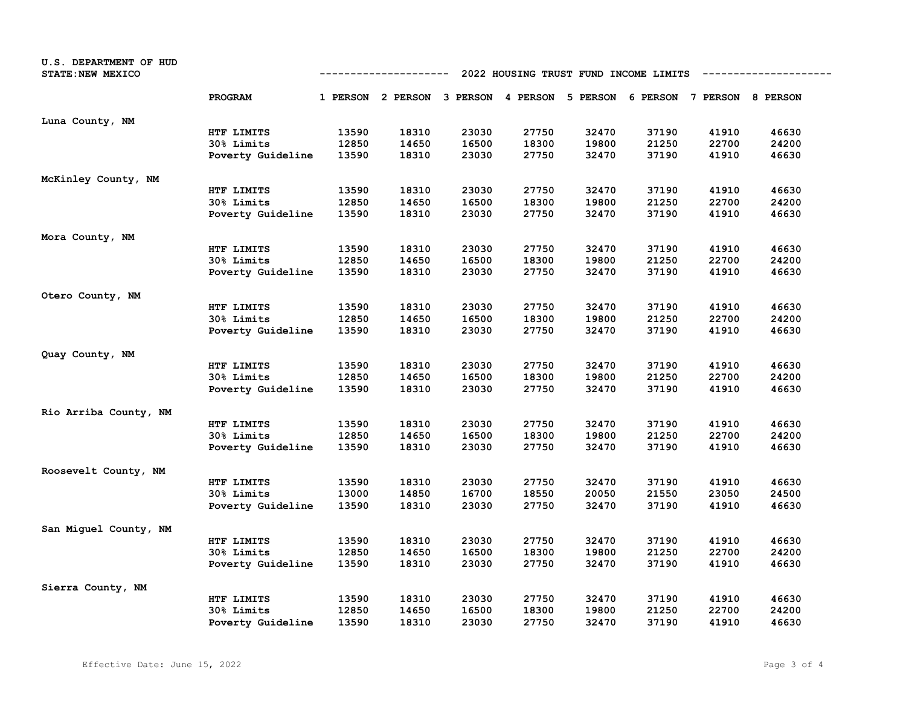U.S. DEPARTMENT OF HUD
STATE: NEW MEXICO

## 2022 HOUSING TRUST FUND INCOME LIMITS

| | PROGRAM | 1 PERSON | 2 PERSON | 3 PERSON | 4 PERSON | 5 PERSON | 6 PERSON | 7 PERSON | 8 PERSON |
|---|---|---|---|---|---|---|---|---|---|
| Luna County, NM | | | | | | | | | |
| | HTF LIMITS | 13590 | 18310 | 23030 | 27750 | 32470 | 37190 | 41910 | 46630 |
| | 30% Limits | 12850 | 14650 | 16500 | 18300 | 19800 | 21250 | 22700 | 24200 |
| | Poverty Guideline | 13590 | 18310 | 23030 | 27750 | 32470 | 37190 | 41910 | 46630 |
| McKinley County, NM | | | | | | | | | |
| | HTF LIMITS | 13590 | 18310 | 23030 | 27750 | 32470 | 37190 | 41910 | 46630 |
| | 30% Limits | 12850 | 14650 | 16500 | 18300 | 19800 | 21250 | 22700 | 24200 |
| | Poverty Guideline | 13590 | 18310 | 23030 | 27750 | 32470 | 37190 | 41910 | 46630 |
| Mora County, NM | | | | | | | | | |
| | HTF LIMITS | 13590 | 18310 | 23030 | 27750 | 32470 | 37190 | 41910 | 46630 |
| | 30% Limits | 12850 | 14650 | 16500 | 18300 | 19800 | 21250 | 22700 | 24200 |
| | Poverty Guideline | 13590 | 18310 | 23030 | 27750 | 32470 | 37190 | 41910 | 46630 |
| Otero County, NM | | | | | | | | | |
| | HTF LIMITS | 13590 | 18310 | 23030 | 27750 | 32470 | 37190 | 41910 | 46630 |
| | 30% Limits | 12850 | 14650 | 16500 | 18300 | 19800 | 21250 | 22700 | 24200 |
| | Poverty Guideline | 13590 | 18310 | 23030 | 27750 | 32470 | 37190 | 41910 | 46630 |
| Quay County, NM | | | | | | | | | |
| | HTF LIMITS | 13590 | 18310 | 23030 | 27750 | 32470 | 37190 | 41910 | 46630 |
| | 30% Limits | 12850 | 14650 | 16500 | 18300 | 19800 | 21250 | 22700 | 24200 |
| | Poverty Guideline | 13590 | 18310 | 23030 | 27750 | 32470 | 37190 | 41910 | 46630 |
| Rio Arriba County, NM | | | | | | | | | |
| | HTF LIMITS | 13590 | 18310 | 23030 | 27750 | 32470 | 37190 | 41910 | 46630 |
| | 30% Limits | 12850 | 14650 | 16500 | 18300 | 19800 | 21250 | 22700 | 24200 |
| | Poverty Guideline | 13590 | 18310 | 23030 | 27750 | 32470 | 37190 | 41910 | 46630 |
| Roosevelt County, NM | | | | | | | | | |
| | HTF LIMITS | 13590 | 18310 | 23030 | 27750 | 32470 | 37190 | 41910 | 46630 |
| | 30% Limits | 13000 | 14850 | 16700 | 18550 | 20050 | 21550 | 23050 | 24500 |
| | Poverty Guideline | 13590 | 18310 | 23030 | 27750 | 32470 | 37190 | 41910 | 46630 |
| San Miguel County, NM | | | | | | | | | |
| | HTF LIMITS | 13590 | 18310 | 23030 | 27750 | 32470 | 37190 | 41910 | 46630 |
| | 30% Limits | 12850 | 14650 | 16500 | 18300 | 19800 | 21250 | 22700 | 24200 |
| | Poverty Guideline | 13590 | 18310 | 23030 | 27750 | 32470 | 37190 | 41910 | 46630 |
| Sierra County, NM | | | | | | | | | |
| | HTF LIMITS | 13590 | 18310 | 23030 | 27750 | 32470 | 37190 | 41910 | 46630 |
| | 30% Limits | 12850 | 14650 | 16500 | 18300 | 19800 | 21250 | 22700 | 24200 |
| | Poverty Guideline | 13590 | 18310 | 23030 | 27750 | 32470 | 37190 | 41910 | 46630 |

Effective Date: June 15, 2022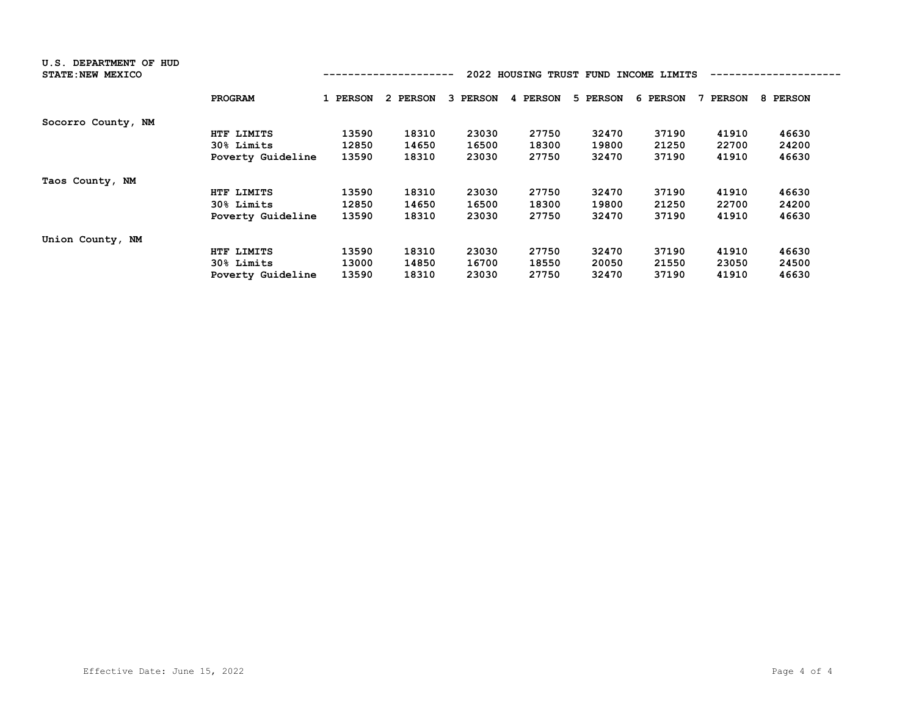U.S. DEPARTMENT OF HUD
STATE: NEW MEXICO

## 2022 HOUSING TRUST FUND INCOME LIMITS

| | PROGRAM | 1 PERSON | 2 PERSON | 3 PERSON | 4 PERSON | 5 PERSON | 6 PERSON | 7 PERSON | 8 PERSON |
|---|---|---|---|---|---|---|---|---|---|
| Socorro County, NM | | | | | | | | | |
| | HTF LIMITS | 13590 | 18310 | 23030 | 27750 | 32470 | 37190 | 41910 | 46630 |
| | 30% Limits | 12850 | 14650 | 16500 | 18300 | 19800 | 21250 | 22700 | 24200 |
| | Poverty Guideline | 13590 | 18310 | 23030 | 27750 | 32470 | 37190 | 41910 | 46630 |
| Taos County, NM | | | | | | | | | |
| | HTF LIMITS | 13590 | 18310 | 23030 | 27750 | 32470 | 37190 | 41910 | 46630 |
| | 30% Limits | 12850 | 14650 | 16500 | 18300 | 19800 | 21250 | 22700 | 24200 |
| | Poverty Guideline | 13590 | 18310 | 23030 | 27750 | 32470 | 37190 | 41910 | 46630 |
| Union County, NM | | | | | | | | | |
| | HTF LIMITS | 13590 | 18310 | 23030 | 27750 | 32470 | 37190 | 41910 | 46630 |
| | 30% Limits | 13000 | 14850 | 16700 | 18550 | 20050 | 21550 | 23050 | 24500 |
| | Poverty Guideline | 13590 | 18310 | 23030 | 27750 | 32470 | 37190 | 41910 | 46630 |

Effective Date: June 15, 2022